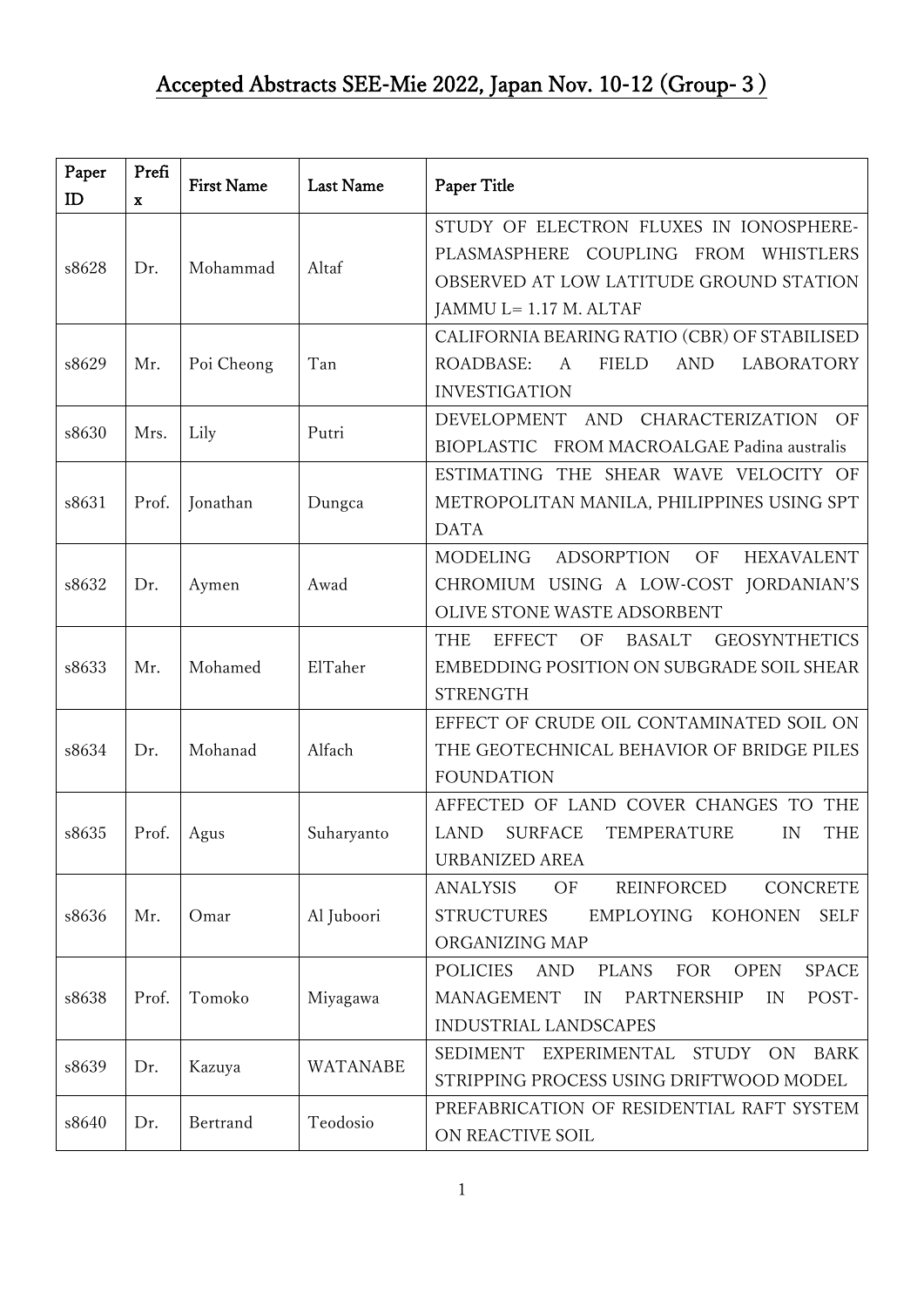# Accepted Abstracts SEE-Mie 2022, Japan Nov. 10-12 (Group- 3 )

| Paper ID | Prefix | First Name | Last Name | Paper Title |
|---|---|---|---|---|
| s8628 | Dr. | Mohammad | Altaf | STUDY OF ELECTRON FLUXES IN IONOSPHERE-PLASMASPHERE COUPLING FROM WHISTLERS OBSERVED AT LOW LATITUDE GROUND STATION JAMMU L= 1.17 M. ALTAF |
| s8629 | Mr. | Poi Cheong | Tan | CALIFORNIA BEARING RATIO (CBR) OF STABILISED ROADBASE: A FIELD AND LABORATORY INVESTIGATION |
| s8630 | Mrs. | Lily | Putri | DEVELOPMENT AND CHARACTERIZATION OF BIOPLASTIC FROM MACROALGAE Padina australis |
| s8631 | Prof. | Jonathan | Dungca | ESTIMATING THE SHEAR WAVE VELOCITY OF METROPOLITAN MANILA, PHILIPPINES USING SPT DATA |
| s8632 | Dr. | Aymen | Awad | MODELING ADSORPTION OF HEXAVALENT CHROMIUM USING A LOW-COST JORDANIAN'S OLIVE STONE WASTE ADSORBENT |
| s8633 | Mr. | Mohamed | ElTaher | THE EFFECT OF BASALT GEOSYNTHETICS EMBEDDING POSITION ON SUBGRADE SOIL SHEAR STRENGTH |
| s8634 | Dr. | Mohanad | Alfach | EFFECT OF CRUDE OIL CONTAMINATED SOIL ON THE GEOTECHNICAL BEHAVIOR OF BRIDGE PILES FOUNDATION |
| s8635 | Prof. | Agus | Suharyanto | AFFECTED OF LAND COVER CHANGES TO THE LAND SURFACE TEMPERATURE IN THE URBANIZED AREA |
| s8636 | Mr. | Omar | Al Juboori | ANALYSIS OF REINFORCED CONCRETE STRUCTURES EMPLOYING KOHONEN SELF ORGANIZING MAP |
| s8638 | Prof. | Tomoko | Miyagawa | POLICIES AND PLANS FOR OPEN SPACE MANAGEMENT IN PARTNERSHIP IN POST-INDUSTRIAL LANDSCAPES |
| s8639 | Dr. | Kazuya | WATANABE | SEDIMENT EXPERIMENTAL STUDY ON BARK STRIPPING PROCESS USING DRIFTWOOD MODEL |
| s8640 | Dr. | Bertrand | Teodosio | PREFABRICATION OF RESIDENTIAL RAFT SYSTEM ON REACTIVE SOIL |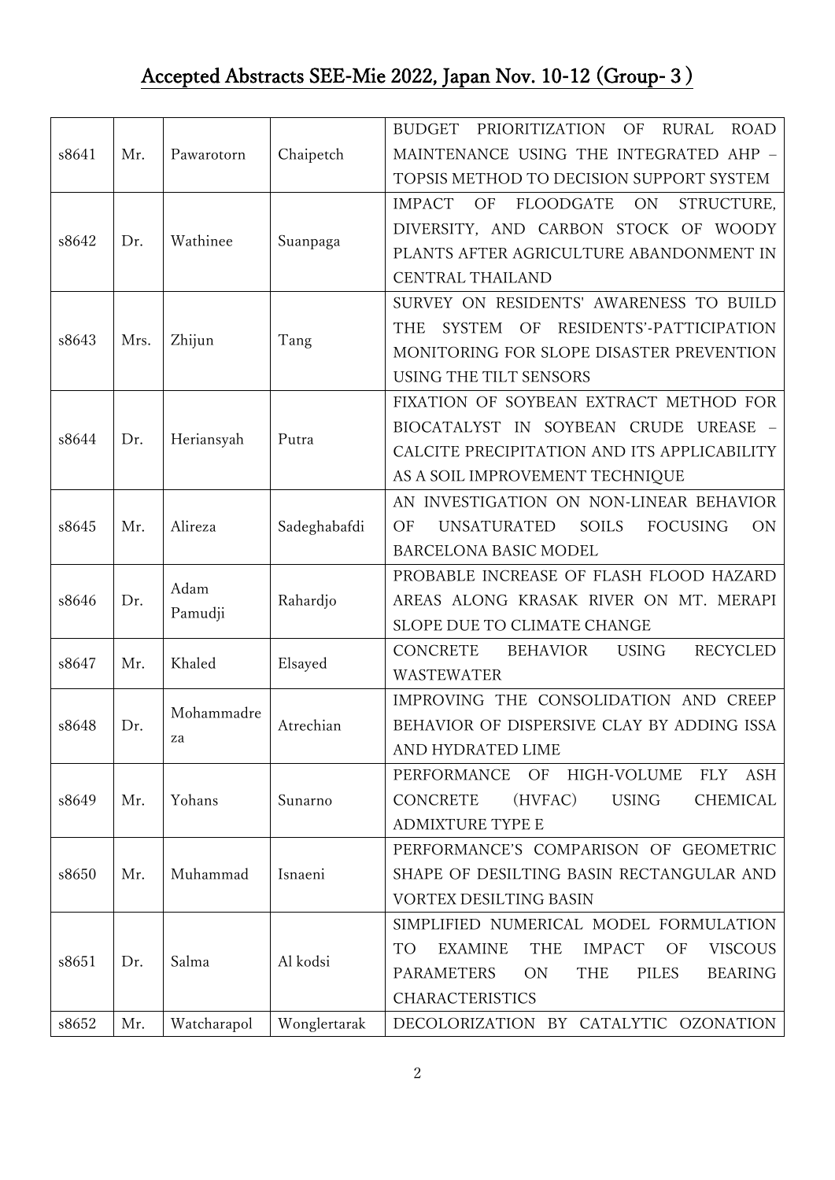# Accepted Abstracts SEE-Mie 2022, Japan Nov. 10-12 (Group- 3 )

| | | | | |
|---|---|---|---|---|
| s8641 | Mr. | Pawarotorn | Chaipetch | BUDGET PRIORITIZATION OF RURAL ROAD MAINTENANCE USING THE INTEGRATED AHP – TOPSIS METHOD TO DECISION SUPPORT SYSTEM |
| s8642 | Dr. | Wathinee | Suanpaga | IMPACT OF FLOODGATE ON STRUCTURE, DIVERSITY, AND CARBON STOCK OF WOODY PLANTS AFTER AGRICULTURE ABANDONMENT IN CENTRAL THAILAND |
| s8643 | Mrs. | Zhijun | Tang | SURVEY ON RESIDENTS' AWARENESS TO BUILD THE SYSTEM OF RESIDENTS'-PATTICIPATION MONITORING FOR SLOPE DISASTER PREVENTION USING THE TILT SENSORS |
| s8644 | Dr. | Heriansyah | Putra | FIXATION OF SOYBEAN EXTRACT METHOD FOR BIOCATALYST IN SOYBEAN CRUDE UREASE – CALCITE PRECIPITATION AND ITS APPLICABILITY AS A SOIL IMPROVEMENT TECHNIQUE |
| s8645 | Mr. | Alireza | Sadeghabafdi | AN INVESTIGATION ON NON-LINEAR BEHAVIOR OF UNSATURATED SOILS FOCUSING ON BARCELONA BASIC MODEL |
| s8646 | Dr. | Adam Pamudji | Rahardjo | PROBABLE INCREASE OF FLASH FLOOD HAZARD AREAS ALONG KRASAK RIVER ON MT. MERAPI SLOPE DUE TO CLIMATE CHANGE |
| s8647 | Mr. | Khaled | Elsayed | CONCRETE BEHAVIOR USING RECYCLED WASTEWATER |
| s8648 | Dr. | Mohammadreza | Atrechian | IMPROVING THE CONSOLIDATION AND CREEP BEHAVIOR OF DISPERSIVE CLAY BY ADDING ISSA AND HYDRATED LIME |
| s8649 | Mr. | Yohans | Sunarno | PERFORMANCE OF HIGH-VOLUME FLY ASH CONCRETE (HVFAC) USING CHEMICAL ADMIXTURE TYPE E |
| s8650 | Mr. | Muhammad | Isnaeni | PERFORMANCE'S COMPARISON OF GEOMETRIC SHAPE OF DESILTING BASIN RECTANGULAR AND VORTEX DESILTING BASIN |
| s8651 | Dr. | Salma | Al kodsi | SIMPLIFIED NUMERICAL MODEL FORMULATION TO EXAMINE THE IMPACT OF VISCOUS PARAMETERS ON THE PILES BEARING CHARACTERISTICS |
| s8652 | Mr. | Watcharapol | Wonglertarak | DECOLORIZATION BY CATALYTIC OZONATION |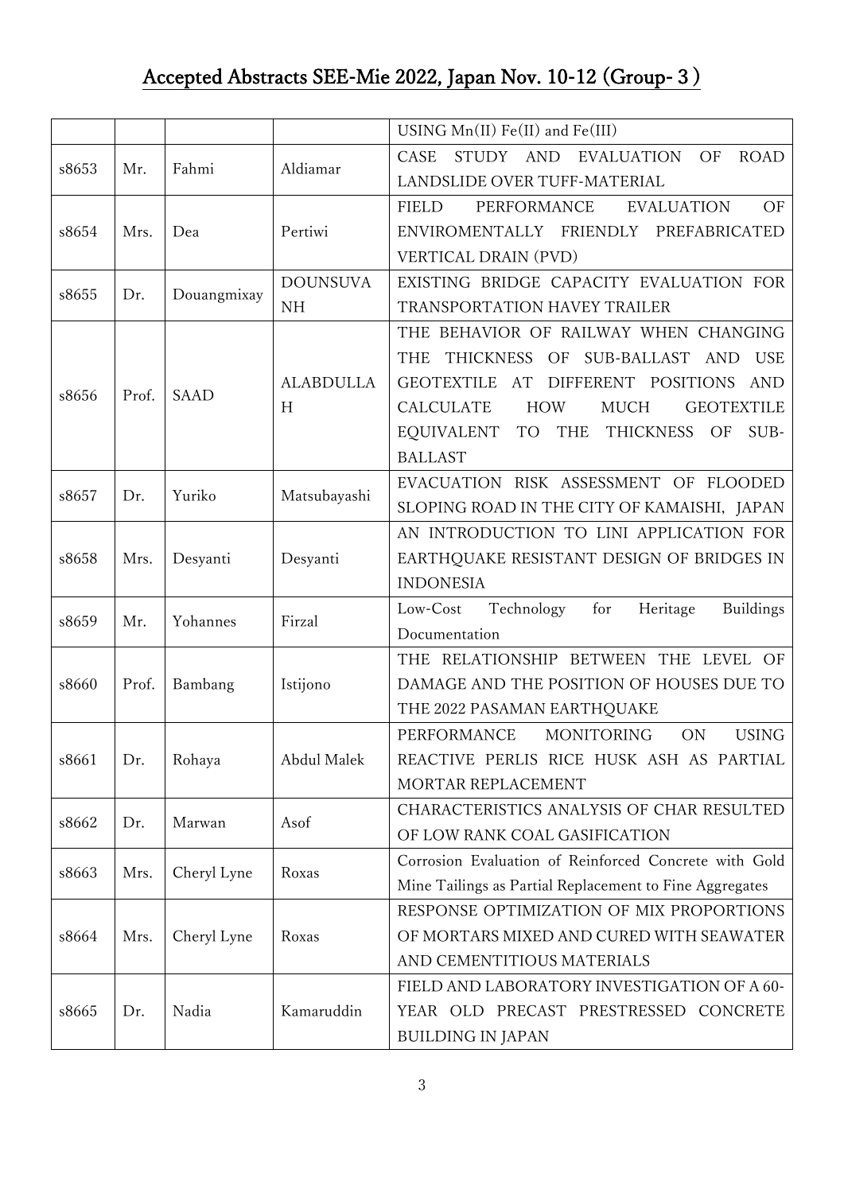# Accepted Abstracts SEE-Mie 2022, Japan Nov. 10-12 (Group- 3 )

| | | | | |
|---|---|---|---|---|
| | | | | USING Mn(II) Fe(II) and Fe(III) |
| s8653 | Mr. | Fahmi | Aldiamar | CASE STUDY AND EVALUATION OF ROAD LANDSLIDE OVER TUFF-MATERIAL |
| s8654 | Mrs. | Dea | Pertiwi | FIELD PERFORMANCE EVALUATION OF ENVIROMENTALLY FRIENDLY PREFABRICATED VERTICAL DRAIN (PVD) |
| s8655 | Dr. | Douangmixay | DOUNSUVANH | EXISTING BRIDGE CAPACITY EVALUATION FOR TRANSPORTATION HAVEY TRAILER |
| s8656 | Prof. | SAAD | ALABDULLAH | THE BEHAVIOR OF RAILWAY WHEN CHANGING THE THICKNESS OF SUB-BALLAST AND USE GEOTEXTILE AT DIFFERENT POSITIONS AND CALCULATE HOW MUCH GEOTEXTILE EQUIVALENT TO THE THICKNESS OF SUB-BALLAST |
| s8657 | Dr. | Yuriko | Matsubayashi | EVACUATION RISK ASSESSMENT OF FLOODED SLOPING ROAD IN THE CITY OF KAMAISHI, JAPAN |
| s8658 | Mrs. | Desyanti | Desyanti | AN INTRODUCTION TO LINI APPLICATION FOR EARTHQUAKE RESISTANT DESIGN OF BRIDGES IN INDONESIA |
| s8659 | Mr. | Yohannes | Firzal | Low-Cost Technology for Heritage Buildings Documentation |
| s8660 | Prof. | Bambang | Istijono | THE RELATIONSHIP BETWEEN THE LEVEL OF DAMAGE AND THE POSITION OF HOUSES DUE TO THE 2022 PASAMAN EARTHQUAKE |
| s8661 | Dr. | Rohaya | Abdul Malek | PERFORMANCE MONITORING ON USING REACTIVE PERLIS RICE HUSK ASH AS PARTIAL MORTAR REPLACEMENT |
| s8662 | Dr. | Marwan | Asof | CHARACTERISTICS ANALYSIS OF CHAR RESULTED OF LOW RANK COAL GASIFICATION |
| s8663 | Mrs. | Cheryl Lyne | Roxas | Corrosion Evaluation of Reinforced Concrete with Gold Mine Tailings as Partial Replacement to Fine Aggregates |
| s8664 | Mrs. | Cheryl Lyne | Roxas | RESPONSE OPTIMIZATION OF MIX PROPORTIONS OF MORTARS MIXED AND CURED WITH SEAWATER AND CEMENTITIOUS MATERIALS |
| s8665 | Dr. | Nadia | Kamaruddin | FIELD AND LABORATORY INVESTIGATION OF A 60-YEAR OLD PRECAST PRESTRESSED CONCRETE BUILDING IN JAPAN |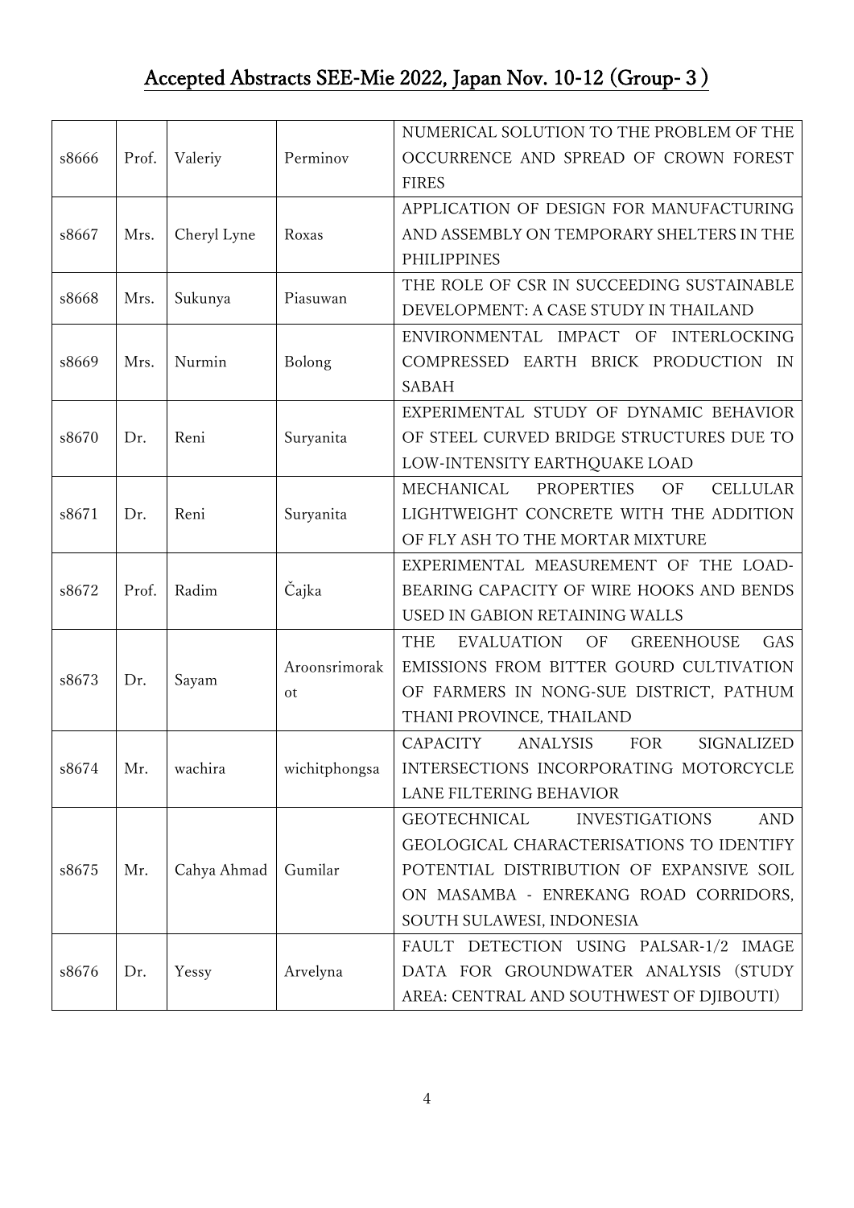# Accepted Abstracts SEE-Mie 2022, Japan Nov. 10-12 (Group- 3 )

| | | | | |
|---|---|---|---|---|
| s8666 | Prof. | Valeriy | Perminov | NUMERICAL SOLUTION TO THE PROBLEM OF THE OCCURRENCE AND SPREAD OF CROWN FOREST FIRES |
| s8667 | Mrs. | Cheryl Lyne | Roxas | APPLICATION OF DESIGN FOR MANUFACTURING AND ASSEMBLY ON TEMPORARY SHELTERS IN THE PHILIPPINES |
| s8668 | Mrs. | Sukunya | Piasuwan | THE ROLE OF CSR IN SUCCEEDING SUSTAINABLE DEVELOPMENT: A CASE STUDY IN THAILAND |
| s8669 | Mrs. | Nurmin | Bolong | ENVIRONMENTAL IMPACT OF INTERLOCKING COMPRESSED EARTH BRICK PRODUCTION IN SABAH |
| s8670 | Dr. | Reni | Suryanita | EXPERIMENTAL STUDY OF DYNAMIC BEHAVIOR OF STEEL CURVED BRIDGE STRUCTURES DUE TO LOW-INTENSITY EARTHQUAKE LOAD |
| s8671 | Dr. | Reni | Suryanita | MECHANICAL PROPERTIES OF CELLULAR LIGHTWEIGHT CONCRETE WITH THE ADDITION OF FLY ASH TO THE MORTAR MIXTURE |
| s8672 | Prof. | Radim | Čajka | EXPERIMENTAL MEASUREMENT OF THE LOAD-BEARING CAPACITY OF WIRE HOOKS AND BENDS USED IN GABION RETAINING WALLS |
| s8673 | Dr. | Sayam | Aroonsrimorakot | THE EVALUATION OF GREENHOUSE GAS EMISSIONS FROM BITTER GOURD CULTIVATION OF FARMERS IN NONG-SUE DISTRICT, PATHUM THANI PROVINCE, THAILAND |
| s8674 | Mr. | wachira | wichitphongsa | CAPACITY ANALYSIS FOR SIGNALIZED INTERSECTIONS INCORPORATING MOTORCYCLE LANE FILTERING BEHAVIOR |
| s8675 | Mr. | Cahya Ahmad | Gumilar | GEOTECHNICAL INVESTIGATIONS AND GEOLOGICAL CHARACTERISATIONS TO IDENTIFY POTENTIAL DISTRIBUTION OF EXPANSIVE SOIL ON MASAMBA - ENREKANG ROAD CORRIDORS, SOUTH SULAWESI, INDONESIA |
| s8676 | Dr. | Yessy | Arvelyna | FAULT DETECTION USING PALSAR-1/2 IMAGE DATA FOR GROUNDWATER ANALYSIS (STUDY AREA: CENTRAL AND SOUTHWEST OF DJIBOUTI) |